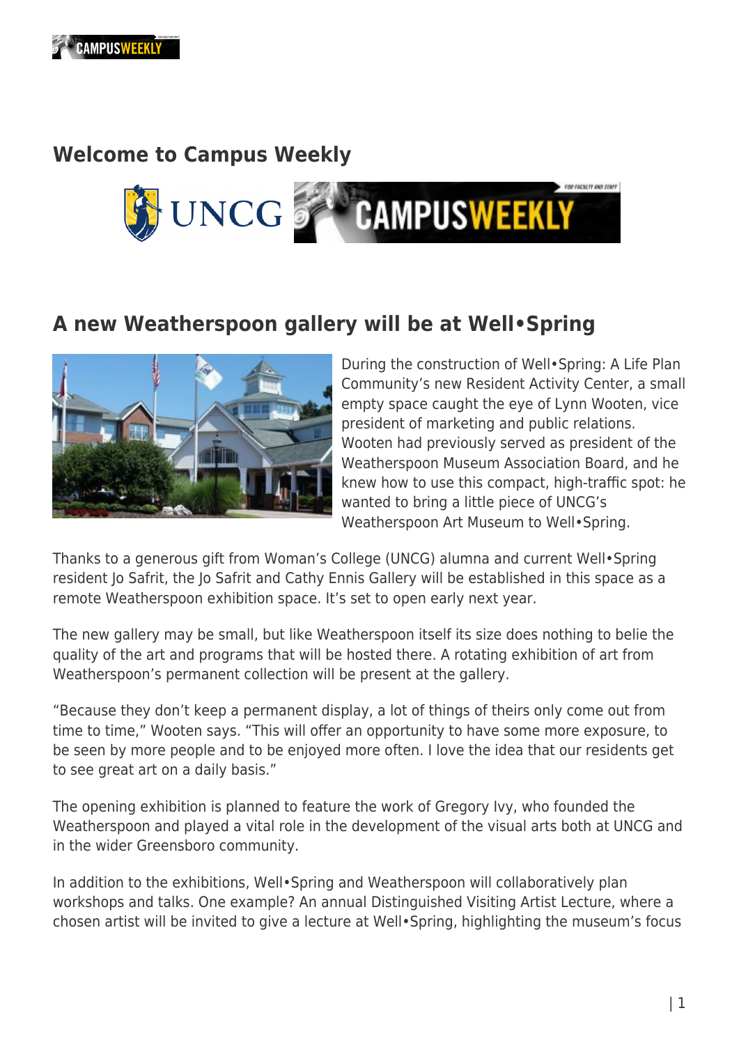## Welcome to Campus Weekly

## A new Weatherspoon gallery will be at Well•Spring

During the construction of Well•Spring: A Life Plan Community's new Resident Activity Center, a small empty space caught the eye of Lynn Wooten, vice president of marketing and public relations. Wooten had previously served as president of the Weatherspoon Museum Association Board, and he knew how to use this compact, high-traffic spot: he wanted to bring a little piece of UNCG's Weatherspoon Art Museum to Well•Spring.

Thanks to a generous gift from Woman's College (UNCG) alumna and current Well•Spring resident Jo Safrit, the Jo Safrit and Cathy Ennis Gallery will be established in this space as a remote Weatherspoon exhibition space. It's set to open early next year.

The new gallery may be small, but like Weatherspoon itself its size does nothing to belie the quality of the art and programs that will be hosted there. A rotating exhibition of art from Weatherspoon's permanent collection will be present at the gallery.

"Because they don't keep a permanent display, a lot of things of theirs only come out from time to time," Wooten says. "This will offer an opportunity to have some more exposure, to be seen by more people and to be enjoyed more often. I love the idea that our residents get to see great art on a daily basis."

The opening exhibition is planned to feature the work of Gregory Ivy, who founded the Weatherspoon and played a vital role in the development of the visual arts both at UNCG and in the wider Greensboro community.

In addition to the exhibitions, Well•Spring and Weatherspoon will collaboratively plan workshops and talks. One example? An annual Distinguished Visiting Artist Lecture, where a chosen artist will be invited to give a lecture at Well•Spring, highlighting the museum's focus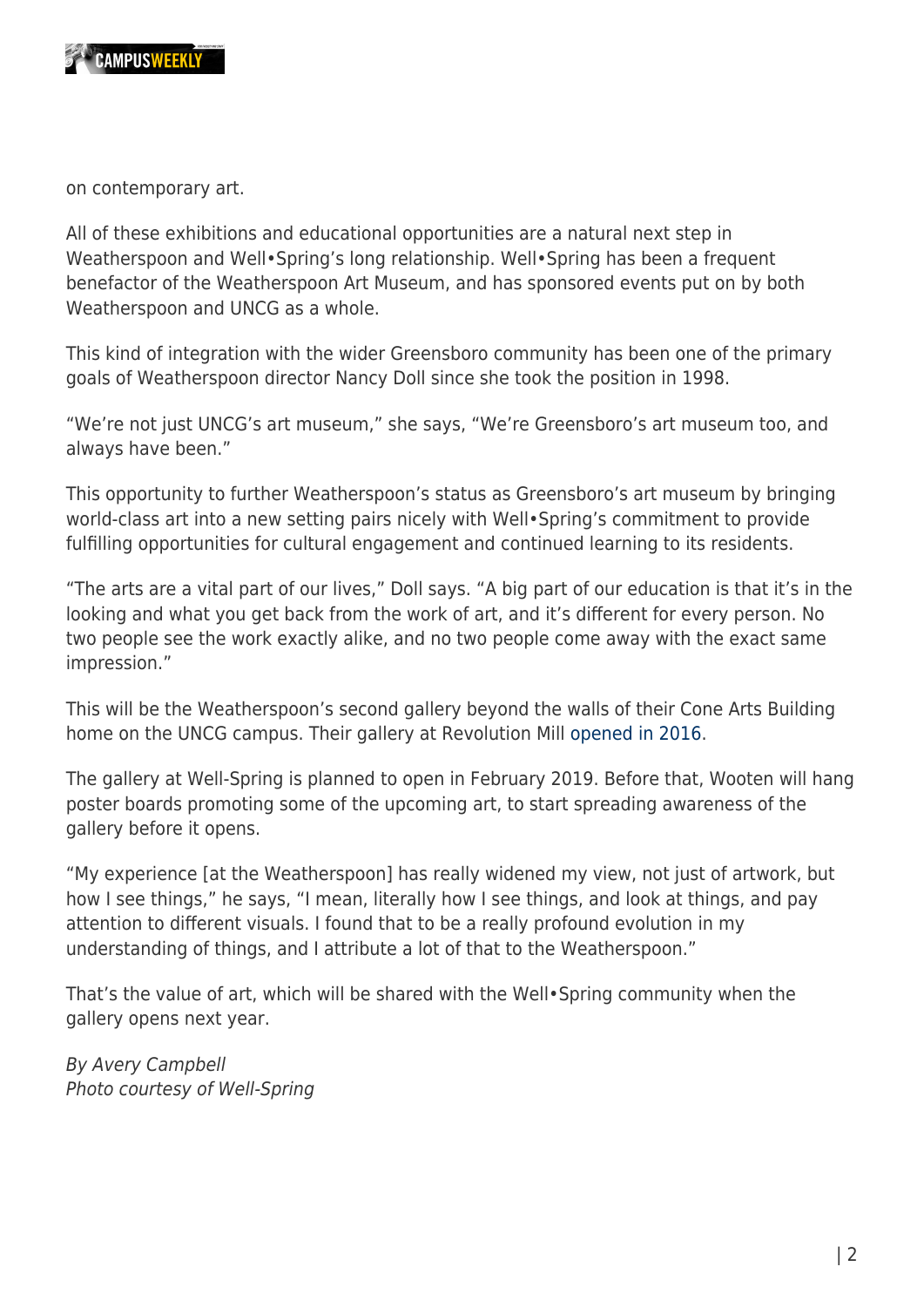on contemporary art.

All of these exhibitions and educational opportunities are a natural next step in Weatherspoon and Well•Spring's long relationship. Well•Spring has been a frequent benefactor of the Weatherspoon Art Museum, and has sponsored events put on by both Weatherspoon and UNCG as a whole.

This kind of integration with the wider Greensboro community has been one of the primary goals of Weatherspoon director Nancy Doll since she took the position in 1998.

"We're not just UNCG's art museum," she says, "We're Greensboro's art museum too, and always have been."

This opportunity to further Weatherspoon's status as Greensboro's art museum by bringing world-class art into a new setting pairs nicely with Well•Spring's commitment to provide fulfilling opportunities for cultural engagement and continued learning to its residents.

"The arts are a vital part of our lives," Doll says. "A big part of our education is that it's in the looking and what you get back from the work of art, and it's different for every person. No two people see the work exactly alike, and no two people come away with the exact same impression."

This will be the Weatherspoon's second gallery beyond the walls of their Cone Arts Building home on the UNCG campus. Their gallery at Revolution Mill opened in 2016.

The gallery at Well-Spring is planned to open in February 2019. Before that, Wooten will hang poster boards promoting some of the upcoming art, to start spreading awareness of the gallery before it opens.

"My experience [at the Weatherspoon] has really widened my view, not just of artwork, but how I see things," he says, "I mean, literally how I see things, and look at things, and pay attention to different visuals. I found that to be a really profound evolution in my understanding of things, and I attribute a lot of that to the Weatherspoon."

That's the value of art, which will be shared with the Well•Spring community when the gallery opens next year.

*By Avery Campbell*
*Photo courtesy of Well-Spring*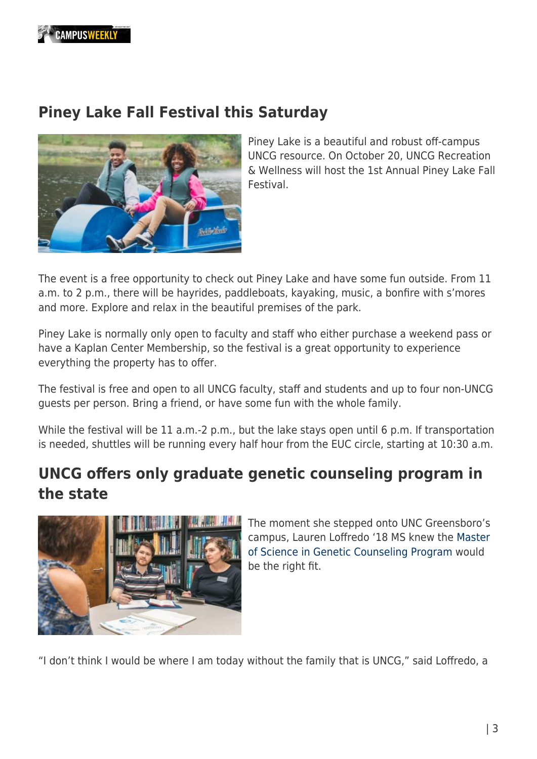## Piney Lake Fall Festival this Saturday

Piney Lake is a beautiful and robust off-campus UNCG resource. On October 20, UNCG Recreation & Wellness will host the 1st Annual Piney Lake Fall Festival.

The event is a free opportunity to check out Piney Lake and have some fun outside. From 11 a.m. to 2 p.m., there will be hayrides, paddleboats, kayaking, music, a bonfire with s'mores and more. Explore and relax in the beautiful premises of the park.

Piney Lake is normally only open to faculty and staff who either purchase a weekend pass or have a Kaplan Center Membership, so the festival is a great opportunity to experience everything the property has to offer.

The festival is free and open to all UNCG faculty, staff and students and up to four non-UNCG guests per person. Bring a friend, or have some fun with the whole family.

While the festival will be 11 a.m.-2 p.m., but the lake stays open until 6 p.m. If transportation is needed, shuttles will be running every half hour from the EUC circle, starting at 10:30 a.m.

## UNCG offers only graduate genetic counseling program in the state

The moment she stepped onto UNC Greensboro's campus, Lauren Loffredo '18 MS knew the Master of Science in Genetic Counseling Program would be the right fit.

"I don't think I would be where I am today without the family that is UNCG," said Loffredo, a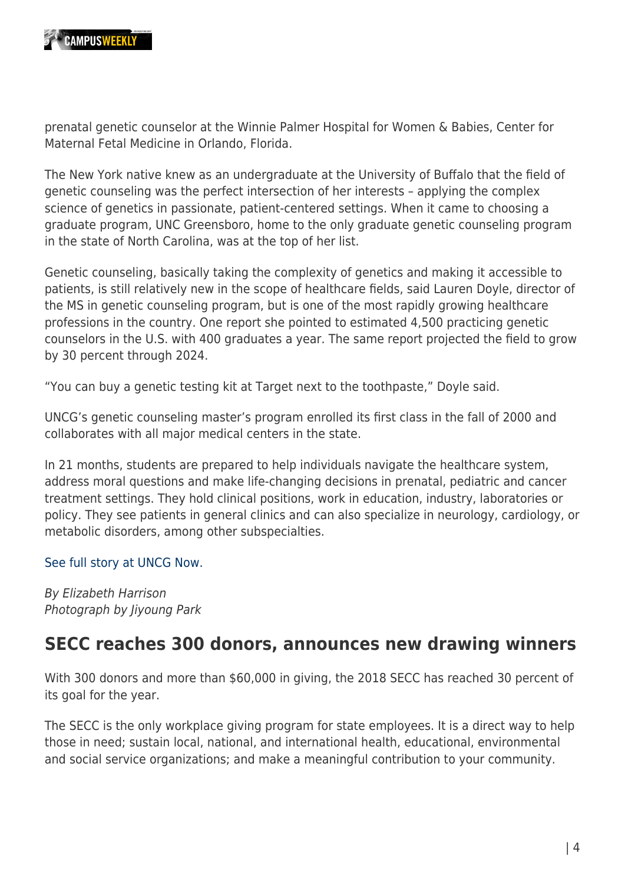prenatal genetic counselor at the Winnie Palmer Hospital for Women & Babies, Center for Maternal Fetal Medicine in Orlando, Florida.

The New York native knew as an undergraduate at the University of Buffalo that the field of genetic counseling was the perfect intersection of her interests – applying the complex science of genetics in passionate, patient-centered settings. When it came to choosing a graduate program, UNC Greensboro, home to the only graduate genetic counseling program in the state of North Carolina, was at the top of her list.

Genetic counseling, basically taking the complexity of genetics and making it accessible to patients, is still relatively new in the scope of healthcare fields, said Lauren Doyle, director of the MS in genetic counseling program, but is one of the most rapidly growing healthcare professions in the country. One report she pointed to estimated 4,500 practicing genetic counselors in the U.S. with 400 graduates a year. The same report projected the field to grow by 30 percent through 2024.

"You can buy a genetic testing kit at Target next to the toothpaste," Doyle said.

UNCG's genetic counseling master's program enrolled its first class in the fall of 2000 and collaborates with all major medical centers in the state.

In 21 months, students are prepared to help individuals navigate the healthcare system, address moral questions and make life-changing decisions in prenatal, pediatric and cancer treatment settings. They hold clinical positions, work in education, industry, laboratories or policy. They see patients in general clinics and can also specialize in neurology, cardiology, or metabolic disorders, among other subspecialties.

See full story at UNCG Now.

*By Elizabeth Harrison*
*Photograph by Jiyoung Park*

## SECC reaches 300 donors, announces new drawing winners

With 300 donors and more than $60,000 in giving, the 2018 SECC has reached 30 percent of its goal for the year.

The SECC is the only workplace giving program for state employees. It is a direct way to help those in need; sustain local, national, and international health, educational, environmental and social service organizations; and make a meaningful contribution to your community.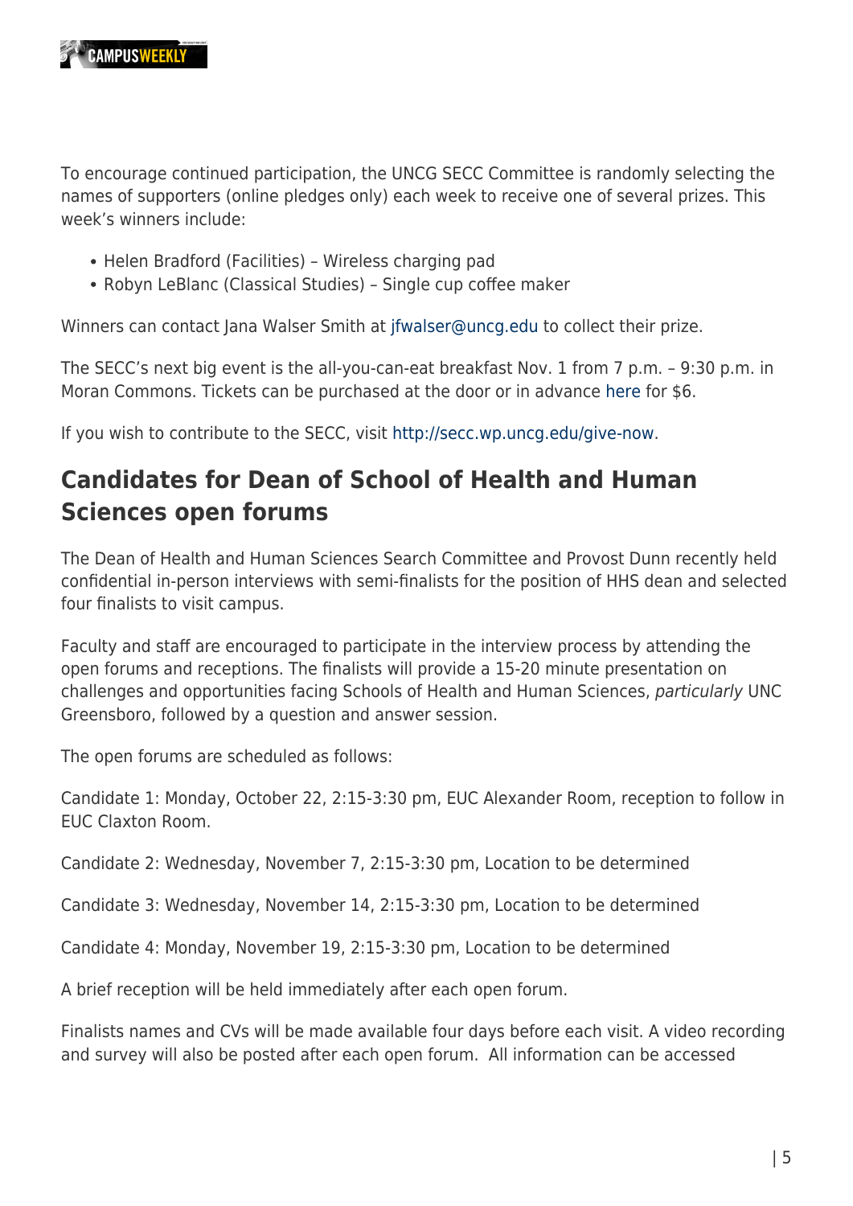To encourage continued participation, the UNCG SECC Committee is randomly selecting the names of supporters (online pledges only) each week to receive one of several prizes. This week's winners include:

- Helen Bradford (Facilities) – Wireless charging pad
- Robyn LeBlanc (Classical Studies) – Single cup coffee maker

Winners can contact Jana Walser Smith at jfwalser@uncg.edu to collect their prize.

The SECC's next big event is the all-you-can-eat breakfast Nov. 1 from 7 p.m. – 9:30 p.m. in Moran Commons. Tickets can be purchased at the door or in advance here for $6.

If you wish to contribute to the SECC, visit http://secc.wp.uncg.edu/give-now.

## Candidates for Dean of School of Health and Human Sciences open forums

The Dean of Health and Human Sciences Search Committee and Provost Dunn recently held confidential in-person interviews with semi-finalists for the position of HHS dean and selected four finalists to visit campus.

Faculty and staff are encouraged to participate in the interview process by attending the open forums and receptions. The finalists will provide a 15-20 minute presentation on challenges and opportunities facing Schools of Health and Human Sciences, *particularly* UNC Greensboro, followed by a question and answer session.

The open forums are scheduled as follows:

Candidate 1: Monday, October 22, 2:15-3:30 pm, EUC Alexander Room, reception to follow in EUC Claxton Room.

Candidate 2: Wednesday, November 7, 2:15-3:30 pm, Location to be determined

Candidate 3: Wednesday, November 14, 2:15-3:30 pm, Location to be determined

Candidate 4: Monday, November 19, 2:15-3:30 pm, Location to be determined

A brief reception will be held immediately after each open forum.

Finalists names and CVs will be made available four days before each visit. A video recording and survey will also be posted after each open forum. All information can be accessed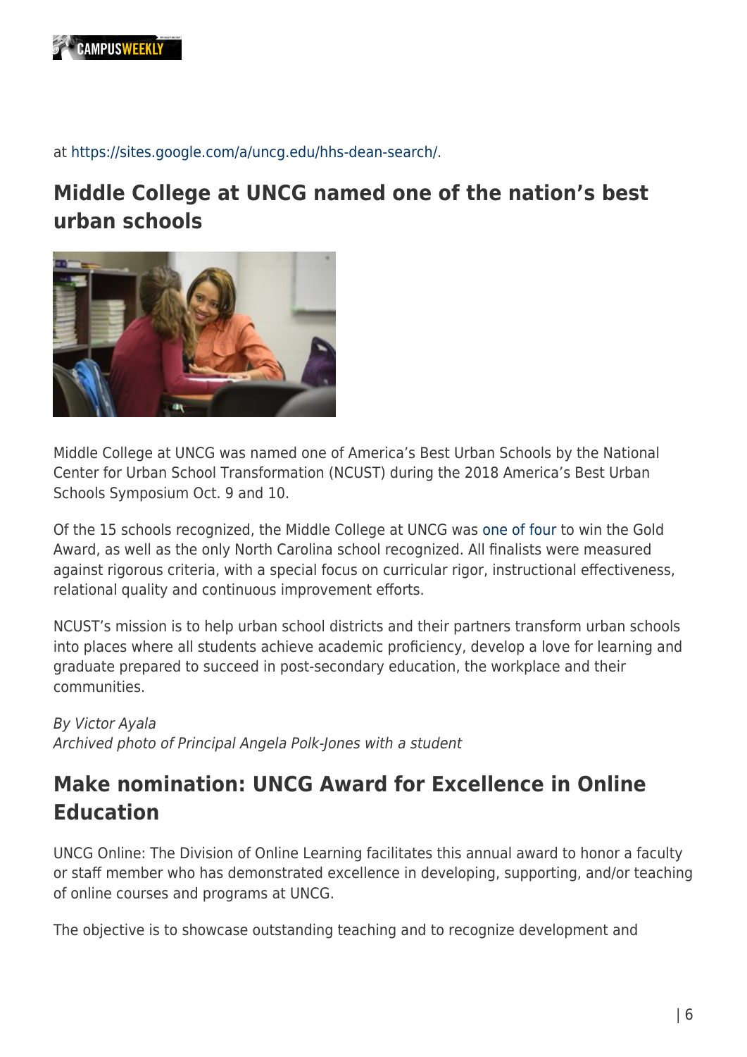at https://sites.google.com/a/uncg.edu/hhs-dean-search/.

## Middle College at UNCG named one of the nation's best urban schools

Middle College at UNCG was named one of America's Best Urban Schools by the National Center for Urban School Transformation (NCUST) during the 2018 America's Best Urban Schools Symposium Oct. 9 and 10.

Of the 15 schools recognized, the Middle College at UNCG was one of four to win the Gold Award, as well as the only North Carolina school recognized. All finalists were measured against rigorous criteria, with a special focus on curricular rigor, instructional effectiveness, relational quality and continuous improvement efforts.

NCUST's mission is to help urban school districts and their partners transform urban schools into places where all students achieve academic proficiency, develop a love for learning and graduate prepared to succeed in post-secondary education, the workplace and their communities.

*By Victor Ayala*
*Archived photo of Principal Angela Polk-Jones with a student*

## Make nomination: UNCG Award for Excellence in Online Education

UNCG Online: The Division of Online Learning facilitates this annual award to honor a faculty or staff member who has demonstrated excellence in developing, supporting, and/or teaching of online courses and programs at UNCG.

The objective is to showcase outstanding teaching and to recognize development and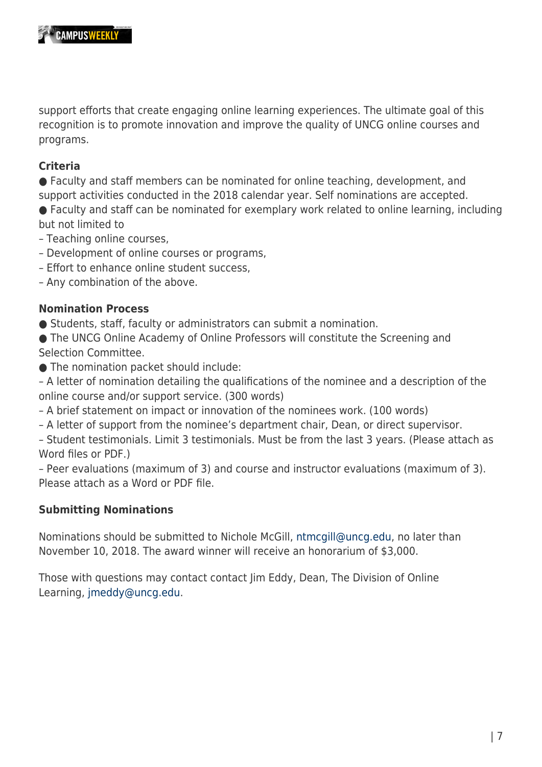support efforts that create engaging online learning experiences. The ultimate goal of this recognition is to promote innovation and improve the quality of UNCG online courses and programs.

**Criteria**

● Faculty and staff members can be nominated for online teaching, development, and support activities conducted in the 2018 calendar year. Self nominations are accepted.

● Faculty and staff can be nominated for exemplary work related to online learning, including but not limited to

– Teaching online courses,
– Development of online courses or programs,
– Effort to enhance online student success,
– Any combination of the above.

**Nomination Process**

● Students, staff, faculty or administrators can submit a nomination.

● The UNCG Online Academy of Online Professors will constitute the Screening and Selection Committee.

● The nomination packet should include:

– A letter of nomination detailing the qualifications of the nominee and a description of the online course and/or support service. (300 words)
– A brief statement on impact or innovation of the nominees work. (100 words)
– A letter of support from the nominee's department chair, Dean, or direct supervisor.
– Student testimonials. Limit 3 testimonials. Must be from the last 3 years. (Please attach as Word files or PDF.)
– Peer evaluations (maximum of 3) and course and instructor evaluations (maximum of 3). Please attach as a Word or PDF file.

**Submitting Nominations**

Nominations should be submitted to Nichole McGill, ntmcgill@uncg.edu, no later than November 10, 2018. The award winner will receive an honorarium of $3,000.

Those with questions may contact contact Jim Eddy, Dean, The Division of Online Learning, jmeddy@uncg.edu.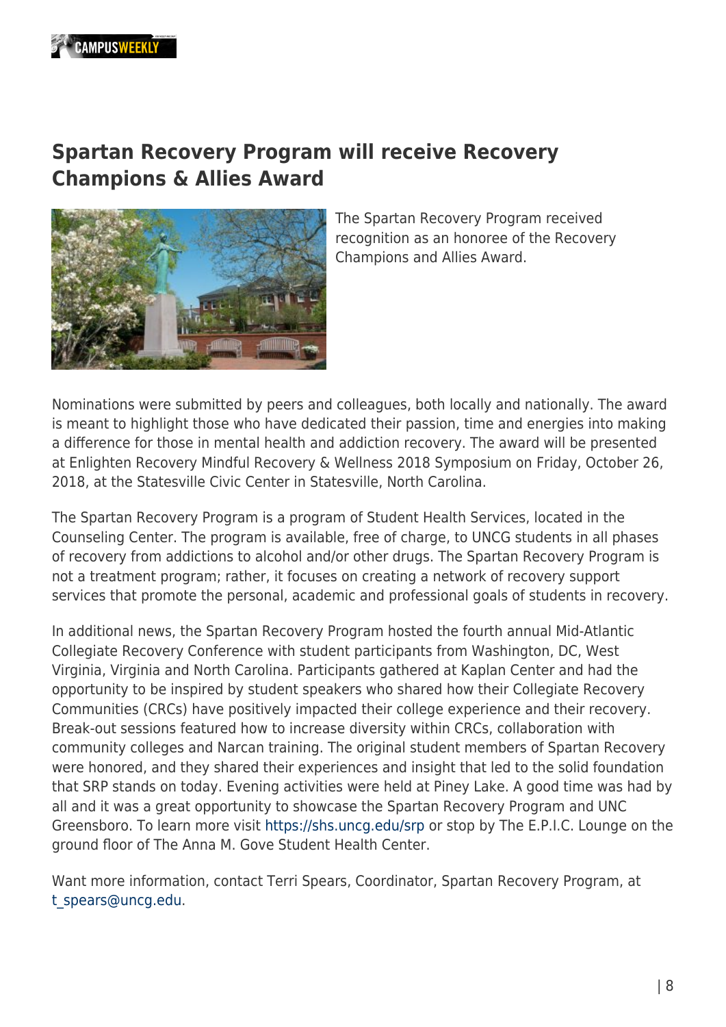## Spartan Recovery Program will receive Recovery Champions & Allies Award

The Spartan Recovery Program received recognition as an honoree of the Recovery Champions and Allies Award.

Nominations were submitted by peers and colleagues, both locally and nationally. The award is meant to highlight those who have dedicated their passion, time and energies into making a difference for those in mental health and addiction recovery. The award will be presented at Enlighten Recovery Mindful Recovery & Wellness 2018 Symposium on Friday, October 26, 2018, at the Statesville Civic Center in Statesville, North Carolina.

The Spartan Recovery Program is a program of Student Health Services, located in the Counseling Center. The program is available, free of charge, to UNCG students in all phases of recovery from addictions to alcohol and/or other drugs. The Spartan Recovery Program is not a treatment program; rather, it focuses on creating a network of recovery support services that promote the personal, academic and professional goals of students in recovery.

In additional news, the Spartan Recovery Program hosted the fourth annual Mid-Atlantic Collegiate Recovery Conference with student participants from Washington, DC, West Virginia, Virginia and North Carolina. Participants gathered at Kaplan Center and had the opportunity to be inspired by student speakers who shared how their Collegiate Recovery Communities (CRCs) have positively impacted their college experience and their recovery. Break-out sessions featured how to increase diversity within CRCs, collaboration with community colleges and Narcan training. The original student members of Spartan Recovery were honored, and they shared their experiences and insight that led to the solid foundation that SRP stands on today. Evening activities were held at Piney Lake. A good time was had by all and it was a great opportunity to showcase the Spartan Recovery Program and UNC Greensboro. To learn more visit https://shs.uncg.edu/srp or stop by The E.P.I.C. Lounge on the ground floor of The Anna M. Gove Student Health Center.

Want more information, contact Terri Spears, Coordinator, Spartan Recovery Program, at t_spears@uncg.edu.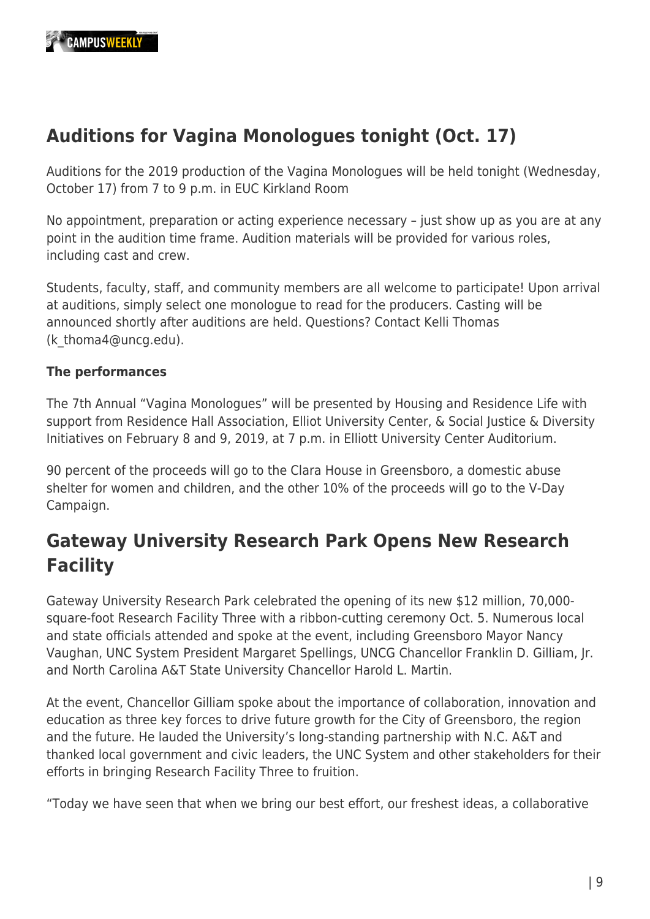## Auditions for Vagina Monologues tonight (Oct. 17)

Auditions for the 2019 production of the Vagina Monologues will be held tonight (Wednesday, October 17) from 7 to 9 p.m. in EUC Kirkland Room

No appointment, preparation or acting experience necessary – just show up as you are at any point in the audition time frame. Audition materials will be provided for various roles, including cast and crew.

Students, faculty, staff, and community members are all welcome to participate! Upon arrival at auditions, simply select one monologue to read for the producers. Casting will be announced shortly after auditions are held. Questions? Contact Kelli Thomas (k_thoma4@uncg.edu).

**The performances**

The 7th Annual "Vagina Monologues" will be presented by Housing and Residence Life with support from Residence Hall Association, Elliot University Center, & Social Justice & Diversity Initiatives on February 8 and 9, 2019, at 7 p.m. in Elliott University Center Auditorium.

90 percent of the proceeds will go to the Clara House in Greensboro, a domestic abuse shelter for women and children, and the other 10% of the proceeds will go to the V-Day Campaign.

## Gateway University Research Park Opens New Research Facility

Gateway University Research Park celebrated the opening of its new $12 million, 70,000-square-foot Research Facility Three with a ribbon-cutting ceremony Oct. 5. Numerous local and state officials attended and spoke at the event, including Greensboro Mayor Nancy Vaughan, UNC System President Margaret Spellings, UNCG Chancellor Franklin D. Gilliam, Jr. and North Carolina A&T State University Chancellor Harold L. Martin.

At the event, Chancellor Gilliam spoke about the importance of collaboration, innovation and education as three key forces to drive future growth for the City of Greensboro, the region and the future. He lauded the University's long-standing partnership with N.C. A&T and thanked local government and civic leaders, the UNC System and other stakeholders for their efforts in bringing Research Facility Three to fruition.

"Today we have seen that when we bring our best effort, our freshest ideas, a collaborative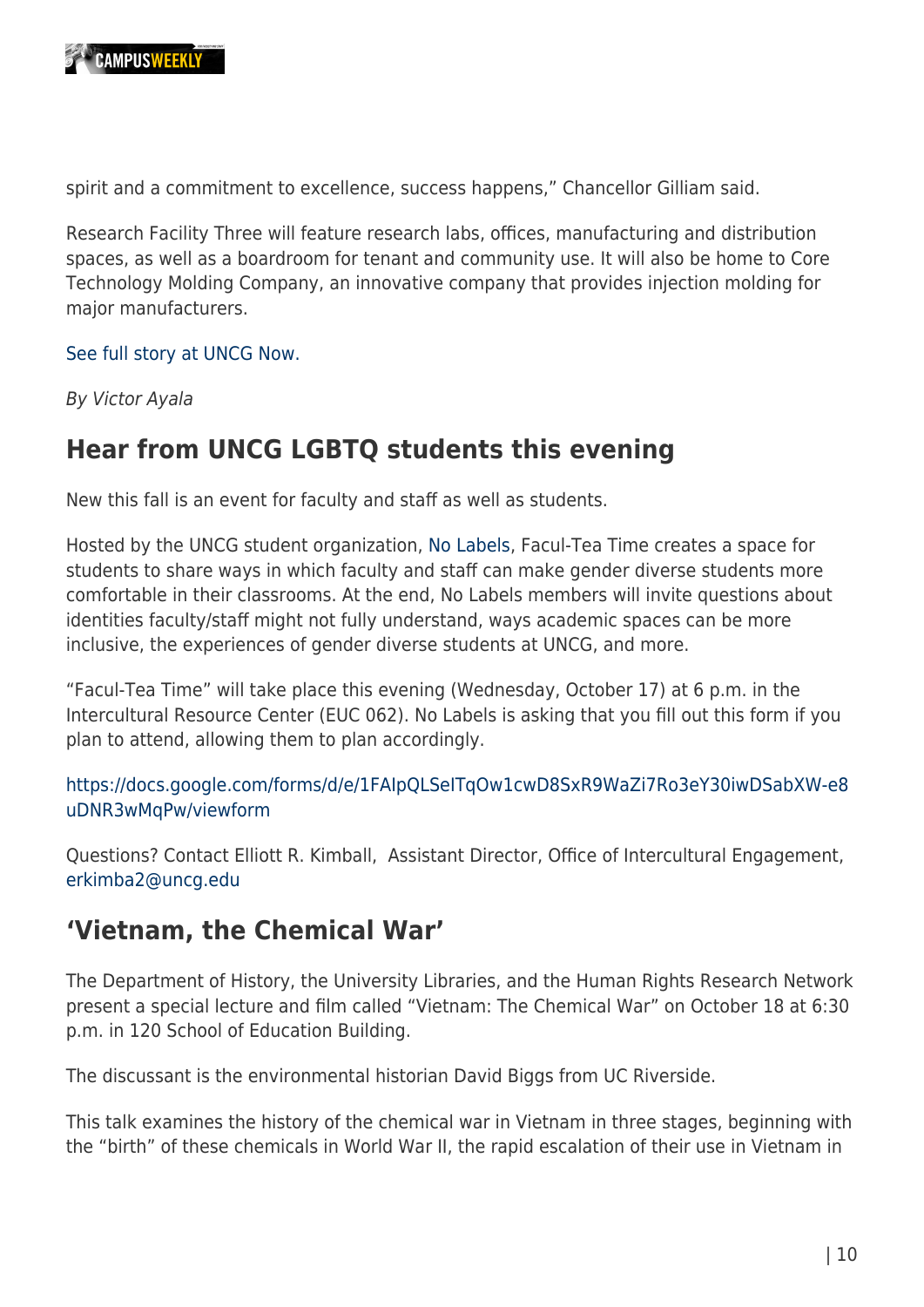spirit and a commitment to excellence, success happens," Chancellor Gilliam said.

Research Facility Three will feature research labs, offices, manufacturing and distribution spaces, as well as a boardroom for tenant and community use. It will also be home to Core Technology Molding Company, an innovative company that provides injection molding for major manufacturers.

See full story at UNCG Now.

*By Victor Ayala*

## Hear from UNCG LGBTQ students this evening

New this fall is an event for faculty and staff as well as students.

Hosted by the UNCG student organization, No Labels, Facul-Tea Time creates a space for students to share ways in which faculty and staff can make gender diverse students more comfortable in their classrooms. At the end, No Labels members will invite questions about identities faculty/staff might not fully understand, ways academic spaces can be more inclusive, the experiences of gender diverse students at UNCG, and more.

"Facul-Tea Time" will take place this evening (Wednesday, October 17) at 6 p.m. in the Intercultural Resource Center (EUC 062). No Labels is asking that you fill out this form if you plan to attend, allowing them to plan accordingly.

https://docs.google.com/forms/d/e/1FAIpQLSelTqOw1cwD8SxR9WaZi7Ro3eY30iwDSabXW-e8uDNR3wMqPw/viewform

Questions? Contact Elliott R. Kimball, Assistant Director, Office of Intercultural Engagement, erkimba2@uncg.edu

## 'Vietnam, the Chemical War'

The Department of History, the University Libraries, and the Human Rights Research Network present a special lecture and film called "Vietnam: The Chemical War" on October 18 at 6:30 p.m. in 120 School of Education Building.

The discussant is the environmental historian David Biggs from UC Riverside.

This talk examines the history of the chemical war in Vietnam in three stages, beginning with the "birth" of these chemicals in World War II, the rapid escalation of their use in Vietnam in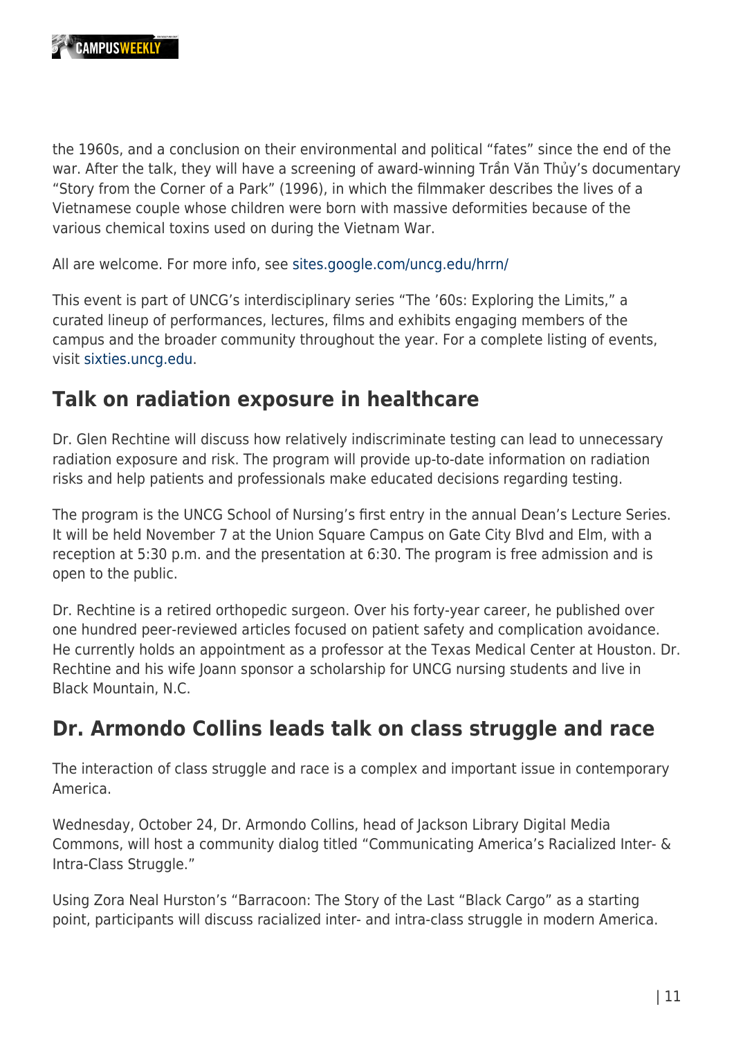the 1960s, and a conclusion on their environmental and political "fates" since the end of the war. After the talk, they will have a screening of award-winning Trần Văn Thủy's documentary "Story from the Corner of a Park" (1996), in which the filmmaker describes the lives of a Vietnamese couple whose children were born with massive deformities because of the various chemical toxins used on during the Vietnam War.

All are welcome. For more info, see sites.google.com/uncg.edu/hrrn/

This event is part of UNCG's interdisciplinary series "The '60s: Exploring the Limits," a curated lineup of performances, lectures, films and exhibits engaging members of the campus and the broader community throughout the year. For a complete listing of events, visit sixties.uncg.edu.

## Talk on radiation exposure in healthcare

Dr. Glen Rechtine will discuss how relatively indiscriminate testing can lead to unnecessary radiation exposure and risk. The program will provide up-to-date information on radiation risks and help patients and professionals make educated decisions regarding testing.

The program is the UNCG School of Nursing's first entry in the annual Dean's Lecture Series. It will be held November 7 at the Union Square Campus on Gate City Blvd and Elm, with a reception at 5:30 p.m. and the presentation at 6:30. The program is free admission and is open to the public.

Dr. Rechtine is a retired orthopedic surgeon. Over his forty-year career, he published over one hundred peer-reviewed articles focused on patient safety and complication avoidance. He currently holds an appointment as a professor at the Texas Medical Center at Houston. Dr. Rechtine and his wife Joann sponsor a scholarship for UNCG nursing students and live in Black Mountain, N.C.

## Dr. Armondo Collins leads talk on class struggle and race

The interaction of class struggle and race is a complex and important issue in contemporary America.

Wednesday, October 24, Dr. Armondo Collins, head of Jackson Library Digital Media Commons, will host a community dialog titled "Communicating America's Racialized Inter- & Intra-Class Struggle."

Using Zora Neal Hurston's "Barracoon: The Story of the Last "Black Cargo" as a starting point, participants will discuss racialized inter- and intra-class struggle in modern America.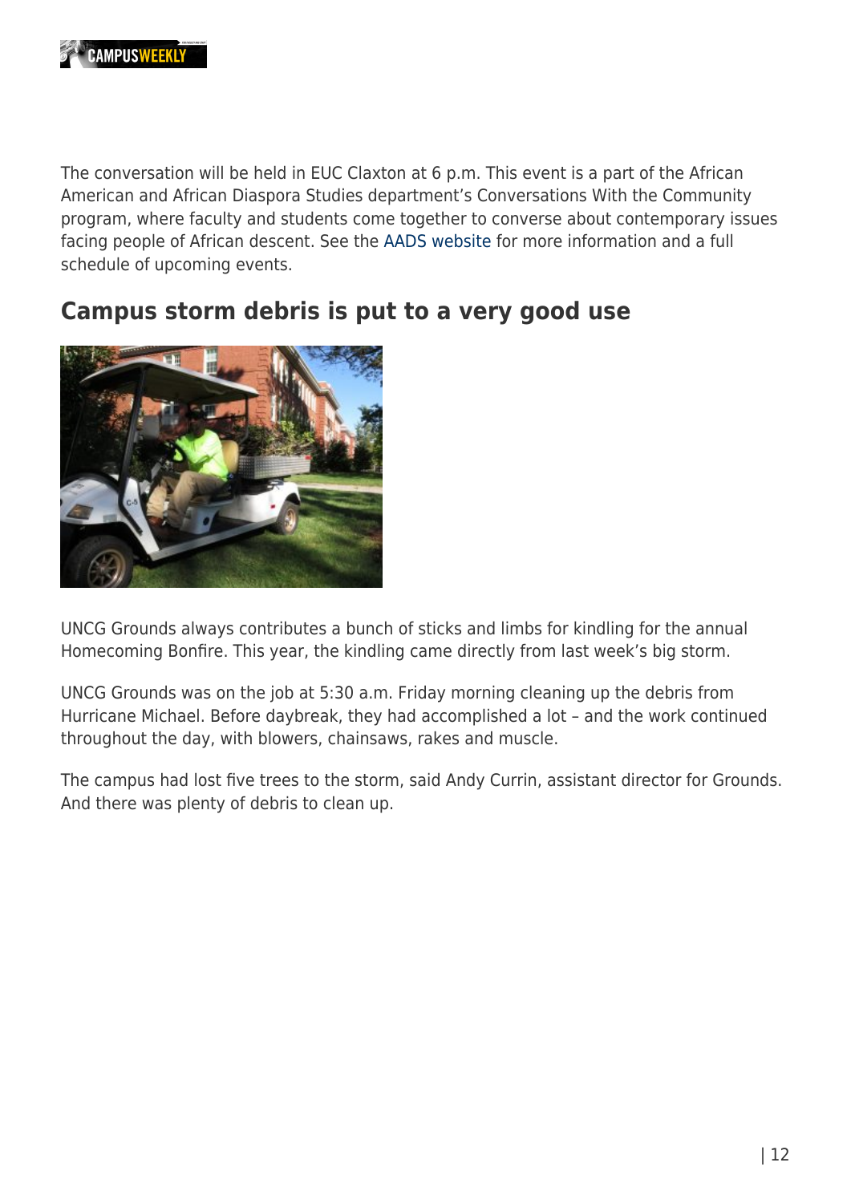The conversation will be held in EUC Claxton at 6 p.m. This event is a part of the African American and African Diaspora Studies department's Conversations With the Community program, where faculty and students come together to converse about contemporary issues facing people of African descent. See the AADS website for more information and a full schedule of upcoming events.

## Campus storm debris is put to a very good use

UNCG Grounds always contributes a bunch of sticks and limbs for kindling for the annual Homecoming Bonfire. This year, the kindling came directly from last week's big storm.

UNCG Grounds was on the job at 5:30 a.m. Friday morning cleaning up the debris from Hurricane Michael. Before daybreak, they had accomplished a lot – and the work continued throughout the day, with blowers, chainsaws, rakes and muscle.

The campus had lost five trees to the storm, said Andy Currin, assistant director for Grounds. And there was plenty of debris to clean up.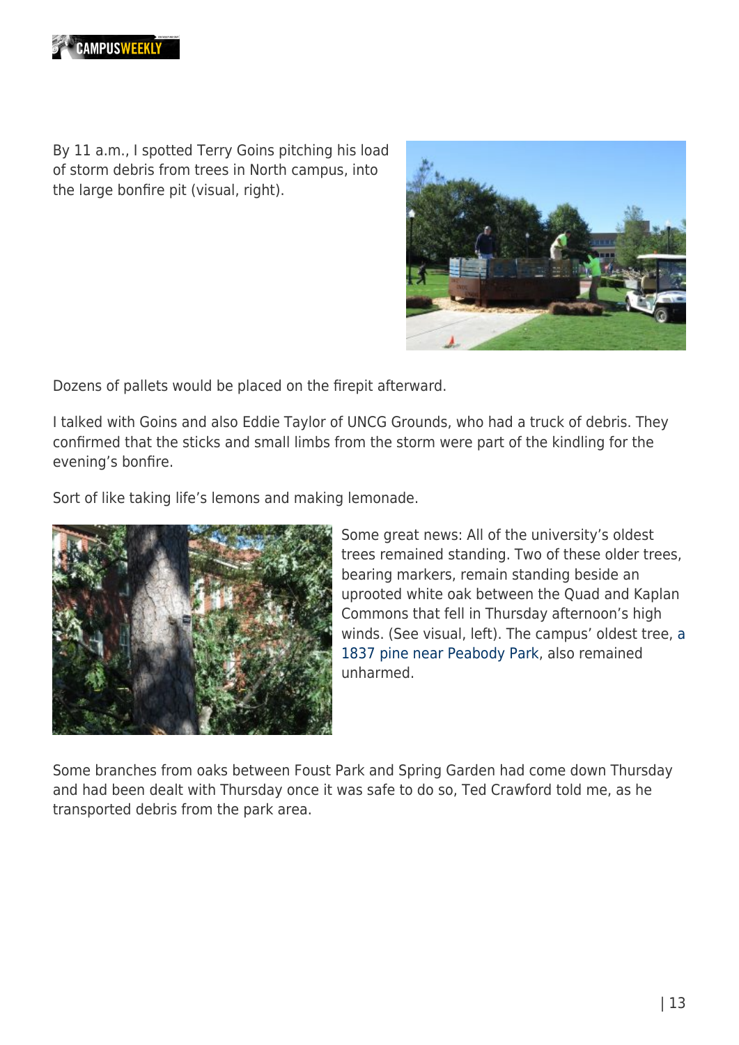By 11 a.m., I spotted Terry Goins pitching his load of storm debris from trees in North campus, into the large bonfire pit (visual, right).

Dozens of pallets would be placed on the firepit afterward.

I talked with Goins and also Eddie Taylor of UNCG Grounds, who had a truck of debris. They confirmed that the sticks and small limbs from the storm were part of the kindling for the evening's bonfire.

Sort of like taking life's lemons and making lemonade.

Some great news: All of the university's oldest trees remained standing. Two of these older trees, bearing markers, remain standing beside an uprooted white oak between the Quad and Kaplan Commons that fell in Thursday afternoon's high winds. (See visual, left). The campus' oldest tree, a 1837 pine near Peabody Park, also remained unharmed.

Some branches from oaks between Foust Park and Spring Garden had come down Thursday and had been dealt with Thursday once it was safe to do so, Ted Crawford told me, as he transported debris from the park area.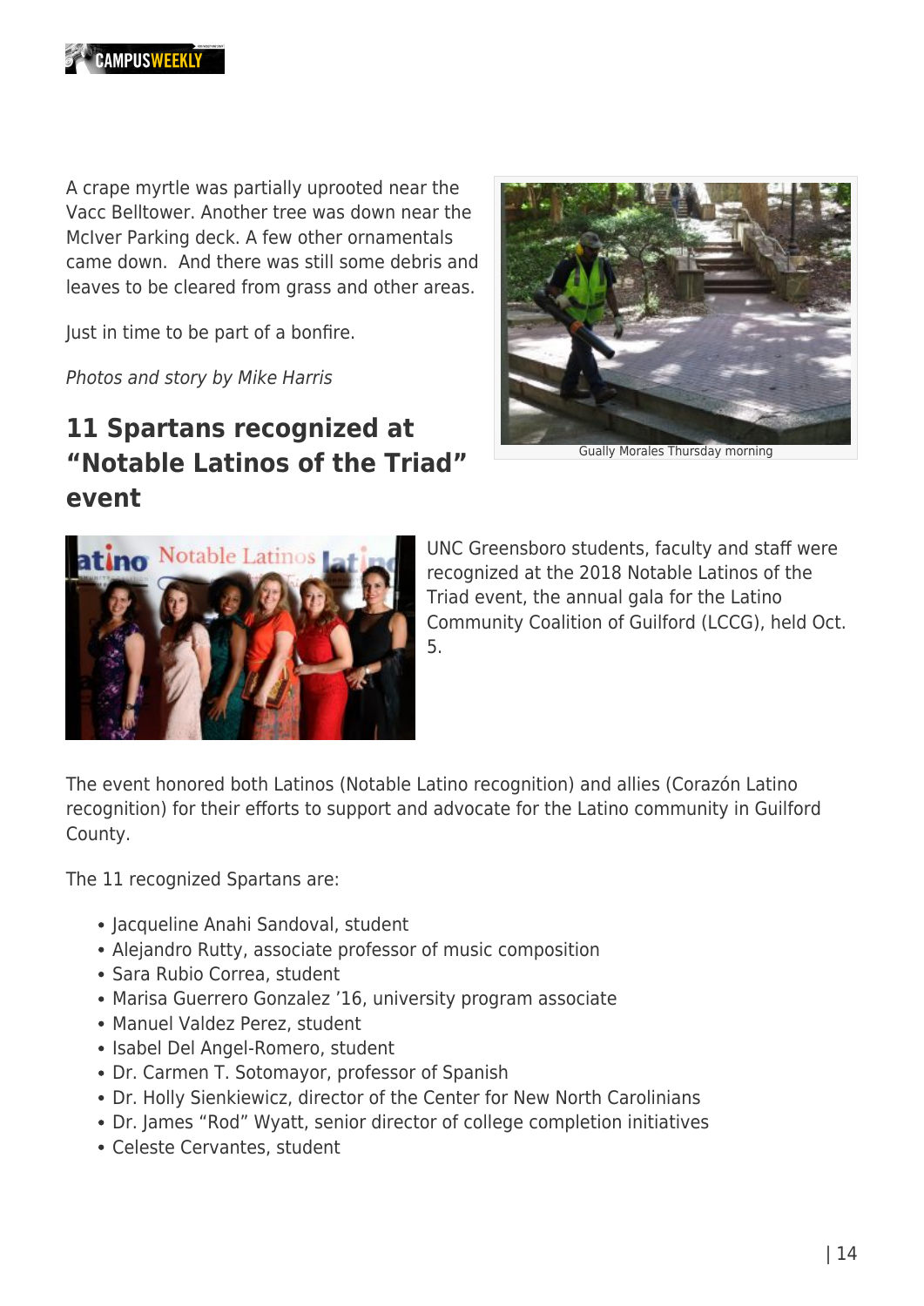A crape myrtle was partially uprooted near the Vacc Belltower. Another tree was down near the McIver Parking deck. A few other ornamentals came down. And there was still some debris and leaves to be cleared from grass and other areas.

Just in time to be part of a bonfire.

*Photos and story by Mike Harris*

Gually Morales Thursday morning

## 11 Spartans recognized at "Notable Latinos of the Triad" event

UNC Greensboro students, faculty and staff were recognized at the 2018 Notable Latinos of the Triad event, the annual gala for the Latino Community Coalition of Guilford (LCCG), held Oct. 5.

The event honored both Latinos (Notable Latino recognition) and allies (Corazón Latino recognition) for their efforts to support and advocate for the Latino community in Guilford County.

The 11 recognized Spartans are:

- Jacqueline Anahi Sandoval, student
- Alejandro Rutty, associate professor of music composition
- Sara Rubio Correa, student
- Marisa Guerrero Gonzalez '16, university program associate
- Manuel Valdez Perez, student
- Isabel Del Angel-Romero, student
- Dr. Carmen T. Sotomayor, professor of Spanish
- Dr. Holly Sienkiewicz, director of the Center for New North Carolinians
- Dr. James "Rod" Wyatt, senior director of college completion initiatives
- Celeste Cervantes, student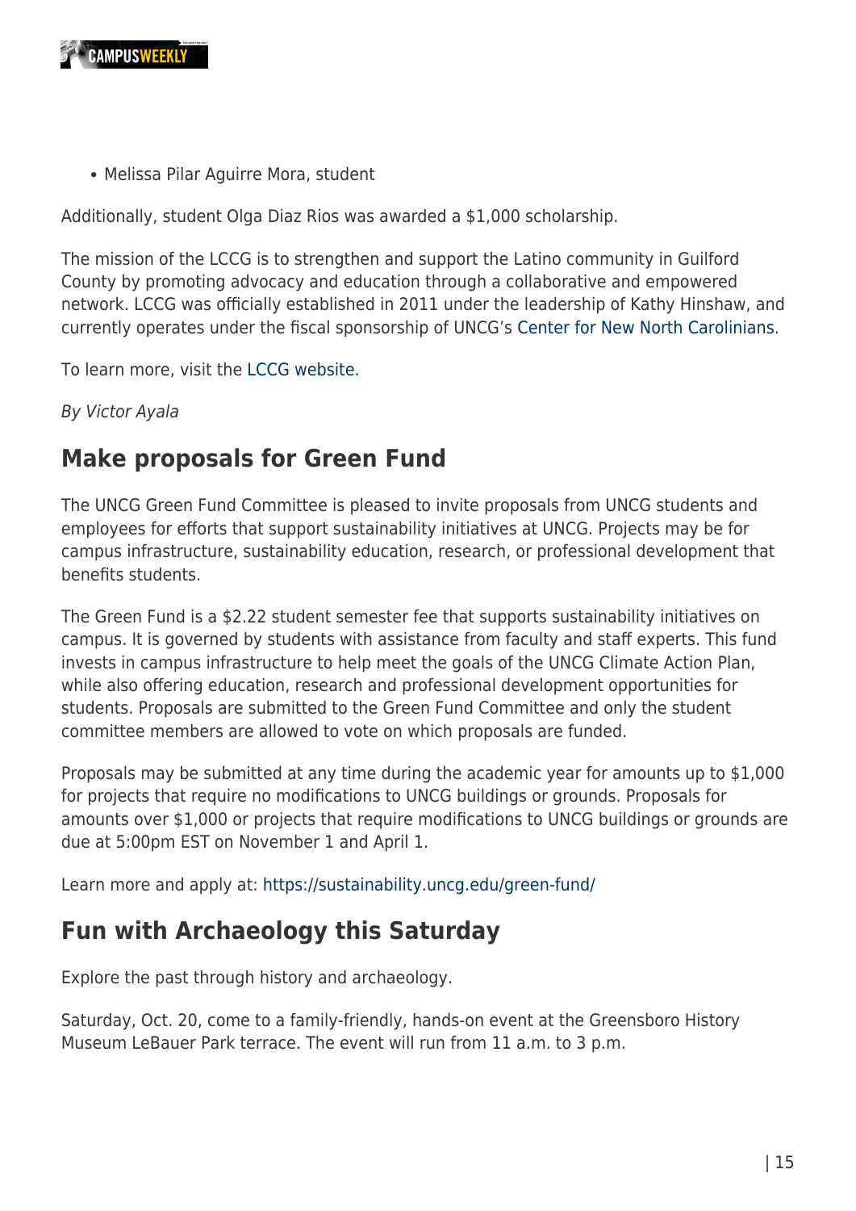- Melissa Pilar Aguirre Mora, student

Additionally, student Olga Diaz Rios was awarded a $1,000 scholarship.

The mission of the LCCG is to strengthen and support the Latino community in Guilford County by promoting advocacy and education through a collaborative and empowered network. LCCG was officially established in 2011 under the leadership of Kathy Hinshaw, and currently operates under the fiscal sponsorship of UNCG's Center for New North Carolinians.

To learn more, visit the LCCG website.

*By Victor Ayala*

## Make proposals for Green Fund

The UNCG Green Fund Committee is pleased to invite proposals from UNCG students and employees for efforts that support sustainability initiatives at UNCG. Projects may be for campus infrastructure, sustainability education, research, or professional development that benefits students.

The Green Fund is a $2.22 student semester fee that supports sustainability initiatives on campus. It is governed by students with assistance from faculty and staff experts. This fund invests in campus infrastructure to help meet the goals of the UNCG Climate Action Plan, while also offering education, research and professional development opportunities for students. Proposals are submitted to the Green Fund Committee and only the student committee members are allowed to vote on which proposals are funded.

Proposals may be submitted at any time during the academic year for amounts up to $1,000 for projects that require no modifications to UNCG buildings or grounds. Proposals for amounts over $1,000 or projects that require modifications to UNCG buildings or grounds are due at 5:00pm EST on November 1 and April 1.

Learn more and apply at: https://sustainability.uncg.edu/green-fund/

## Fun with Archaeology this Saturday

Explore the past through history and archaeology.

Saturday, Oct. 20, come to a family-friendly, hands-on event at the Greensboro History Museum LeBauer Park terrace. The event will run from 11 a.m. to 3 p.m.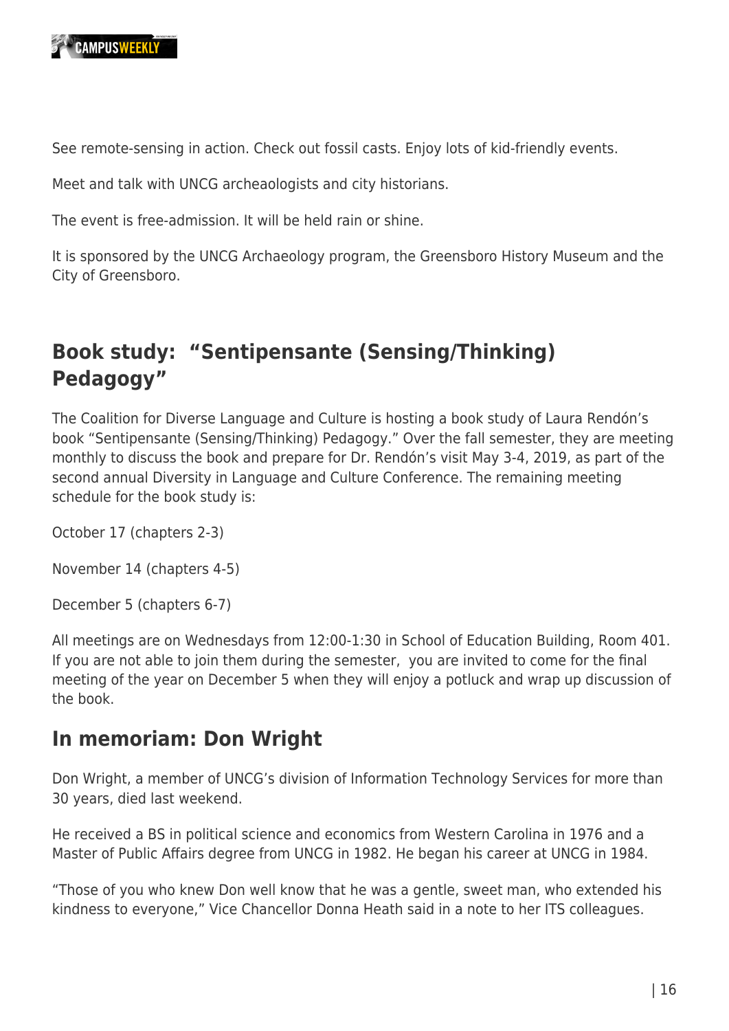See remote-sensing in action. Check out fossil casts. Enjoy lots of kid-friendly events.

Meet and talk with UNCG archeaologists and city historians.

The event is free-admission. It will be held rain or shine.

It is sponsored by the UNCG Archaeology program, the Greensboro History Museum and the City of Greensboro.

## Book study: "Sentipensante (Sensing/Thinking) Pedagogy"

The Coalition for Diverse Language and Culture is hosting a book study of Laura Rendón's book "Sentipensante (Sensing/Thinking) Pedagogy." Over the fall semester, they are meeting monthly to discuss the book and prepare for Dr. Rendón's visit May 3-4, 2019, as part of the second annual Diversity in Language and Culture Conference. The remaining meeting schedule for the book study is:

October 17 (chapters 2-3)

November 14 (chapters 4-5)

December 5 (chapters 6-7)

All meetings are on Wednesdays from 12:00-1:30 in School of Education Building, Room 401. If you are not able to join them during the semester, you are invited to come for the final meeting of the year on December 5 when they will enjoy a potluck and wrap up discussion of the book.

## In memoriam: Don Wright

Don Wright, a member of UNCG's division of Information Technology Services for more than 30 years, died last weekend.

He received a BS in political science and economics from Western Carolina in 1976 and a Master of Public Affairs degree from UNCG in 1982. He began his career at UNCG in 1984.

"Those of you who knew Don well know that he was a gentle, sweet man, who extended his kindness to everyone," Vice Chancellor Donna Heath said in a note to her ITS colleagues.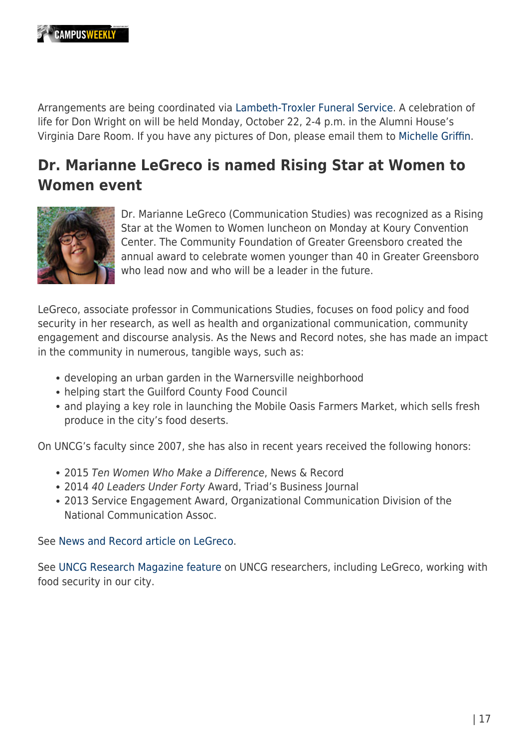Arrangements are being coordinated via Lambeth-Troxler Funeral Service. A celebration of life for Don Wright on will be held Monday, October 22, 2-4 p.m. in the Alumni House's Virginia Dare Room. If you have any pictures of Don, please email them to Michelle Griffin.

## Dr. Marianne LeGreco is named Rising Star at Women to Women event

Dr. Marianne LeGreco (Communication Studies) was recognized as a Rising Star at the Women to Women luncheon on Monday at Koury Convention Center. The Community Foundation of Greater Greensboro created the annual award to celebrate women younger than 40 in Greater Greensboro who lead now and who will be a leader in the future.

LeGreco, associate professor in Communications Studies, focuses on food policy and food security in her research, as well as health and organizational communication, community engagement and discourse analysis. As the News and Record notes, she has made an impact in the community in numerous, tangible ways, such as:

- developing an urban garden in the Warnersville neighborhood
- helping start the Guilford County Food Council
- and playing a key role in launching the Mobile Oasis Farmers Market, which sells fresh produce in the city's food deserts.

On UNCG's faculty since 2007, she has also in recent years received the following honors:

- 2015 *Ten Women Who Make a Difference*, News & Record
- 2014 *40 Leaders Under Forty* Award, Triad's Business Journal
- 2013 Service Engagement Award, Organizational Communication Division of the National Communication Assoc.

See News and Record article on LeGreco.

See UNCG Research Magazine feature on UNCG researchers, including LeGreco, working with food security in our city.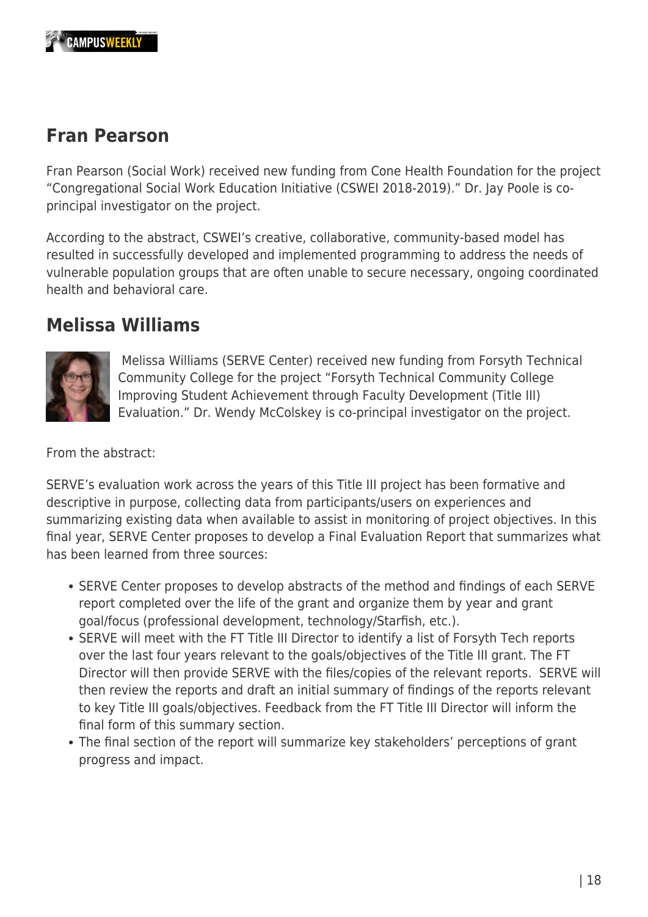## Fran Pearson

Fran Pearson (Social Work) received new funding from Cone Health Foundation for the project "Congregational Social Work Education Initiative (CSWEI 2018-2019)." Dr. Jay Poole is co-principal investigator on the project.

According to the abstract, CSWEI's creative, collaborative, community-based model has resulted in successfully developed and implemented programming to address the needs of vulnerable population groups that are often unable to secure necessary, ongoing coordinated health and behavioral care.

## Melissa Williams

Melissa Williams (SERVE Center) received new funding from Forsyth Technical Community College for the project "Forsyth Technical Community College Improving Student Achievement through Faculty Development (Title III) Evaluation." Dr. Wendy McColskey is co-principal investigator on the project.

From the abstract:

SERVE's evaluation work across the years of this Title III project has been formative and descriptive in purpose, collecting data from participants/users on experiences and summarizing existing data when available to assist in monitoring of project objectives. In this final year, SERVE Center proposes to develop a Final Evaluation Report that summarizes what has been learned from three sources:

- SERVE Center proposes to develop abstracts of the method and findings of each SERVE report completed over the life of the grant and organize them by year and grant goal/focus (professional development, technology/Starfish, etc.).
- SERVE will meet with the FT Title III Director to identify a list of Forsyth Tech reports over the last four years relevant to the goals/objectives of the Title III grant. The FT Director will then provide SERVE with the files/copies of the relevant reports. SERVE will then review the reports and draft an initial summary of findings of the reports relevant to key Title III goals/objectives. Feedback from the FT Title III Director will inform the final form of this summary section.
- The final section of the report will summarize key stakeholders' perceptions of grant progress and impact.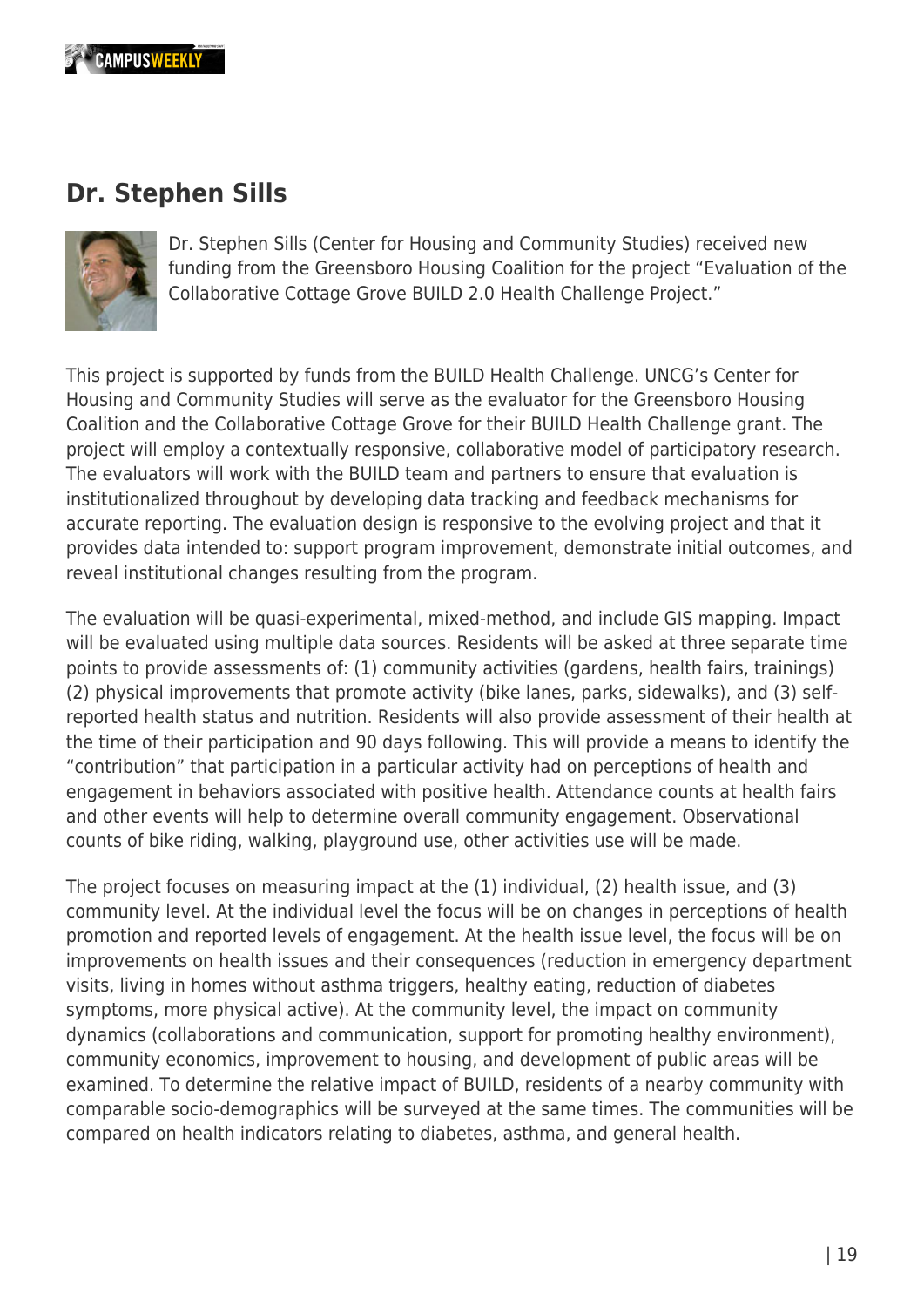## Dr. Stephen Sills

Dr. Stephen Sills (Center for Housing and Community Studies) received new funding from the Greensboro Housing Coalition for the project "Evaluation of the Collaborative Cottage Grove BUILD 2.0 Health Challenge Project."

This project is supported by funds from the BUILD Health Challenge. UNCG's Center for Housing and Community Studies will serve as the evaluator for the Greensboro Housing Coalition and the Collaborative Cottage Grove for their BUILD Health Challenge grant. The project will employ a contextually responsive, collaborative model of participatory research. The evaluators will work with the BUILD team and partners to ensure that evaluation is institutionalized throughout by developing data tracking and feedback mechanisms for accurate reporting. The evaluation design is responsive to the evolving project and that it provides data intended to: support program improvement, demonstrate initial outcomes, and reveal institutional changes resulting from the program.

The evaluation will be quasi-experimental, mixed-method, and include GIS mapping. Impact will be evaluated using multiple data sources. Residents will be asked at three separate time points to provide assessments of: (1) community activities (gardens, health fairs, trainings) (2) physical improvements that promote activity (bike lanes, parks, sidewalks), and (3) self-reported health status and nutrition. Residents will also provide assessment of their health at the time of their participation and 90 days following. This will provide a means to identify the "contribution" that participation in a particular activity had on perceptions of health and engagement in behaviors associated with positive health. Attendance counts at health fairs and other events will help to determine overall community engagement. Observational counts of bike riding, walking, playground use, other activities use will be made.

The project focuses on measuring impact at the (1) individual, (2) health issue, and (3) community level. At the individual level the focus will be on changes in perceptions of health promotion and reported levels of engagement. At the health issue level, the focus will be on improvements on health issues and their consequences (reduction in emergency department visits, living in homes without asthma triggers, healthy eating, reduction of diabetes symptoms, more physical active). At the community level, the impact on community dynamics (collaborations and communication, support for promoting healthy environment), community economics, improvement to housing, and development of public areas will be examined. To determine the relative impact of BUILD, residents of a nearby community with comparable socio-demographics will be surveyed at the same times. The communities will be compared on health indicators relating to diabetes, asthma, and general health.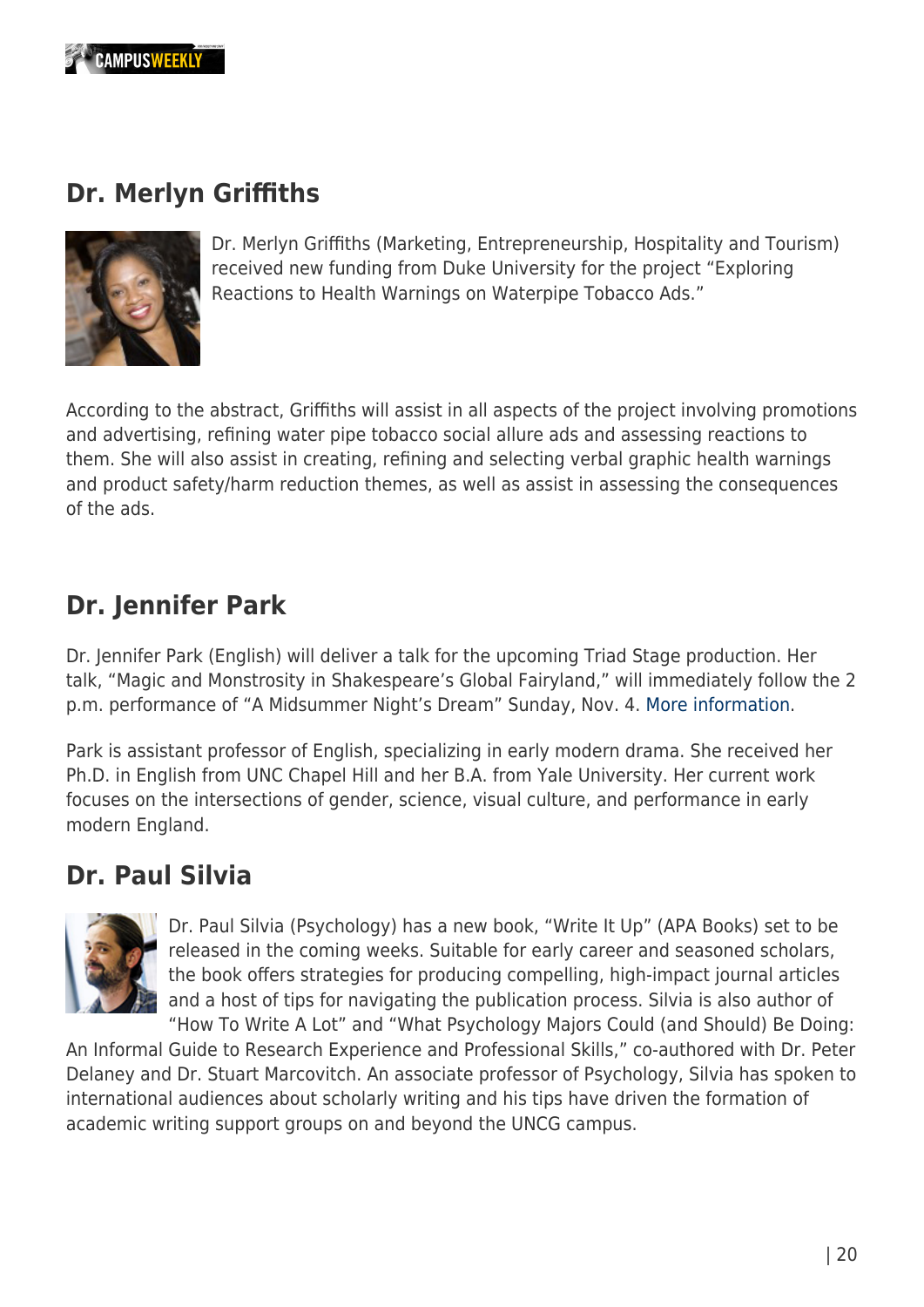## Dr. Merlyn Griffiths

Dr. Merlyn Griffiths (Marketing, Entrepreneurship, Hospitality and Tourism) received new funding from Duke University for the project "Exploring Reactions to Health Warnings on Waterpipe Tobacco Ads."

According to the abstract, Griffiths will assist in all aspects of the project involving promotions and advertising, refining water pipe tobacco social allure ads and assessing reactions to them. She will also assist in creating, refining and selecting verbal graphic health warnings and product safety/harm reduction themes, as well as assist in assessing the consequences of the ads.

## Dr. Jennifer Park

Dr. Jennifer Park (English) will deliver a talk for the upcoming Triad Stage production. Her talk, "Magic and Monstrosity in Shakespeare's Global Fairyland," will immediately follow the 2 p.m. performance of "A Midsummer Night's Dream" Sunday, Nov. 4. More information.

Park is assistant professor of English, specializing in early modern drama. She received her Ph.D. in English from UNC Chapel Hill and her B.A. from Yale University. Her current work focuses on the intersections of gender, science, visual culture, and performance in early modern England.

## Dr. Paul Silvia

Dr. Paul Silvia (Psychology) has a new book, "Write It Up" (APA Books) set to be released in the coming weeks. Suitable for early career and seasoned scholars, the book offers strategies for producing compelling, high-impact journal articles and a host of tips for navigating the publication process. Silvia is also author of "How To Write A Lot" and "What Psychology Majors Could (and Should) Be Doing: An Informal Guide to Research Experience and Professional Skills," co-authored with Dr. Peter Delaney and Dr. Stuart Marcovitch. An associate professor of Psychology, Silvia has spoken to international audiences about scholarly writing and his tips have driven the formation of academic writing support groups on and beyond the UNCG campus.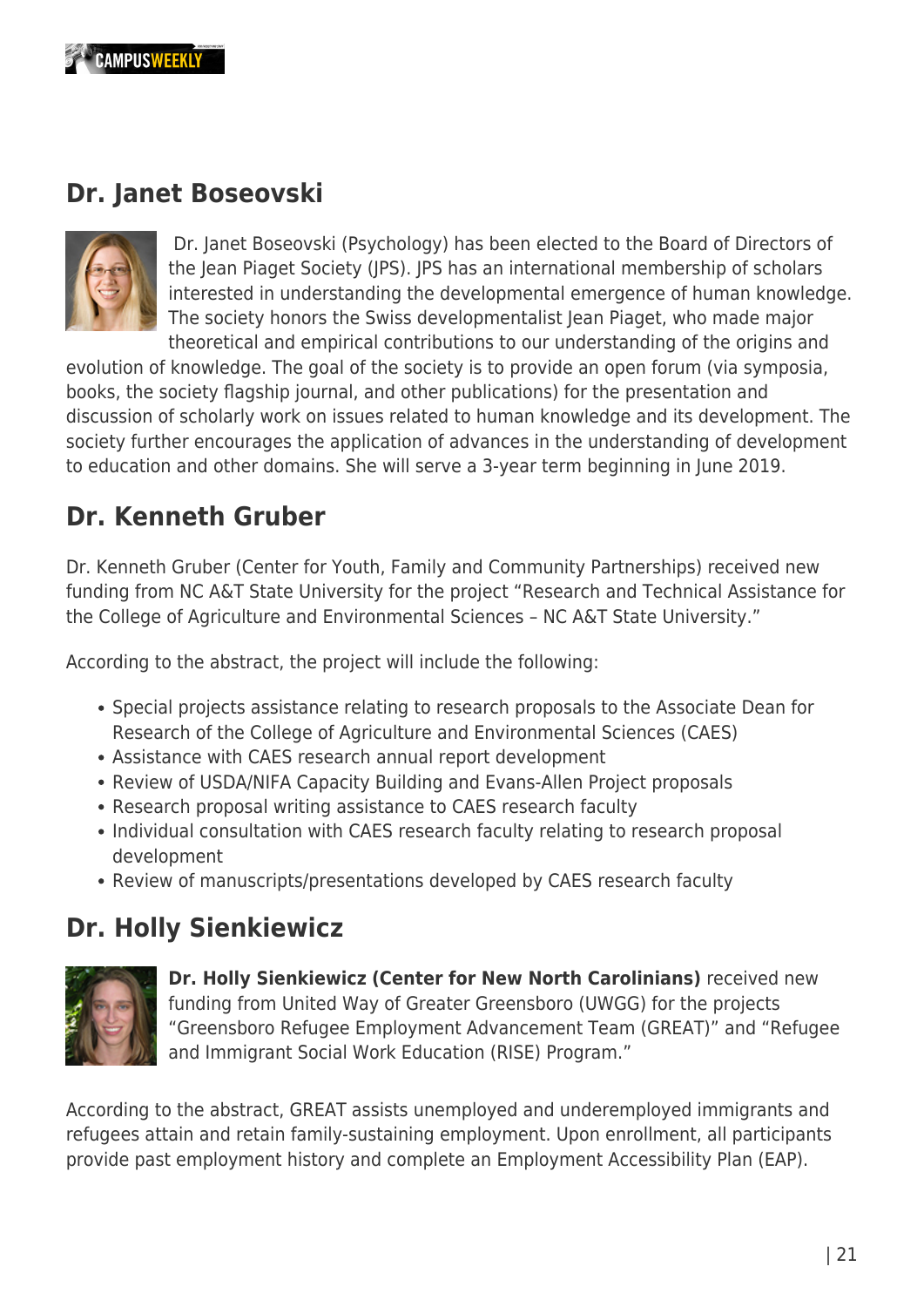## Dr. Janet Boseovski

Dr. Janet Boseovski (Psychology) has been elected to the Board of Directors of the Jean Piaget Society (JPS). JPS has an international membership of scholars interested in understanding the developmental emergence of human knowledge. The society honors the Swiss developmentalist Jean Piaget, who made major theoretical and empirical contributions to our understanding of the origins and evolution of knowledge. The goal of the society is to provide an open forum (via symposia, books, the society flagship journal, and other publications) for the presentation and discussion of scholarly work on issues related to human knowledge and its development. The society further encourages the application of advances in the understanding of development to education and other domains. She will serve a 3-year term beginning in June 2019.

## Dr. Kenneth Gruber

Dr. Kenneth Gruber (Center for Youth, Family and Community Partnerships) received new funding from NC A&T State University for the project "Research and Technical Assistance for the College of Agriculture and Environmental Sciences – NC A&T State University."

According to the abstract, the project will include the following:

- Special projects assistance relating to research proposals to the Associate Dean for Research of the College of Agriculture and Environmental Sciences (CAES)
- Assistance with CAES research annual report development
- Review of USDA/NIFA Capacity Building and Evans-Allen Project proposals
- Research proposal writing assistance to CAES research faculty
- Individual consultation with CAES research faculty relating to research proposal development
- Review of manuscripts/presentations developed by CAES research faculty

## Dr. Holly Sienkiewicz

**Dr. Holly Sienkiewicz (Center for New North Carolinians)** received new funding from United Way of Greater Greensboro (UWGG) for the projects "Greensboro Refugee Employment Advancement Team (GREAT)" and "Refugee and Immigrant Social Work Education (RISE) Program."

According to the abstract, GREAT assists unemployed and underemployed immigrants and refugees attain and retain family-sustaining employment. Upon enrollment, all participants provide past employment history and complete an Employment Accessibility Plan (EAP).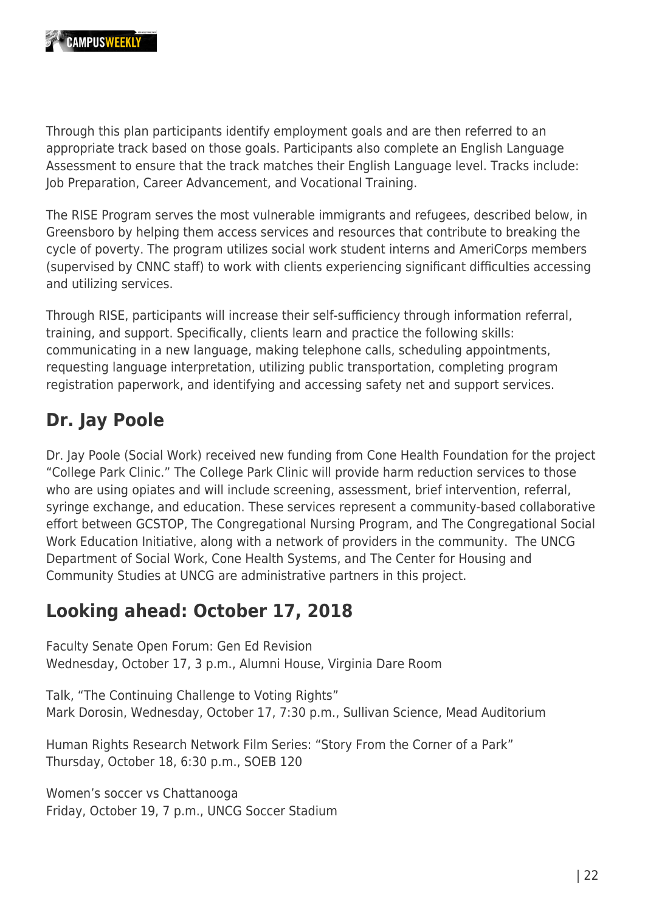Through this plan participants identify employment goals and are then referred to an appropriate track based on those goals. Participants also complete an English Language Assessment to ensure that the track matches their English Language level. Tracks include: Job Preparation, Career Advancement, and Vocational Training.

The RISE Program serves the most vulnerable immigrants and refugees, described below, in Greensboro by helping them access services and resources that contribute to breaking the cycle of poverty. The program utilizes social work student interns and AmeriCorps members (supervised by CNNC staff) to work with clients experiencing significant difficulties accessing and utilizing services.

Through RISE, participants will increase their self-sufficiency through information referral, training, and support. Specifically, clients learn and practice the following skills: communicating in a new language, making telephone calls, scheduling appointments, requesting language interpretation, utilizing public transportation, completing program registration paperwork, and identifying and accessing safety net and support services.

## Dr. Jay Poole

Dr. Jay Poole (Social Work) received new funding from Cone Health Foundation for the project "College Park Clinic." The College Park Clinic will provide harm reduction services to those who are using opiates and will include screening, assessment, brief intervention, referral, syringe exchange, and education. These services represent a community-based collaborative effort between GCSTOP, The Congregational Nursing Program, and The Congregational Social Work Education Initiative, along with a network of providers in the community. The UNCG Department of Social Work, Cone Health Systems, and The Center for Housing and Community Studies at UNCG are administrative partners in this project.

## Looking ahead: October 17, 2018

Faculty Senate Open Forum: Gen Ed Revision
Wednesday, October 17, 3 p.m., Alumni House, Virginia Dare Room

Talk, "The Continuing Challenge to Voting Rights"
Mark Dorosin, Wednesday, October 17, 7:30 p.m., Sullivan Science, Mead Auditorium

Human Rights Research Network Film Series: "Story From the Corner of a Park"
Thursday, October 18, 6:30 p.m., SOEB 120

Women's soccer vs Chattanooga
Friday, October 19, 7 p.m., UNCG Soccer Stadium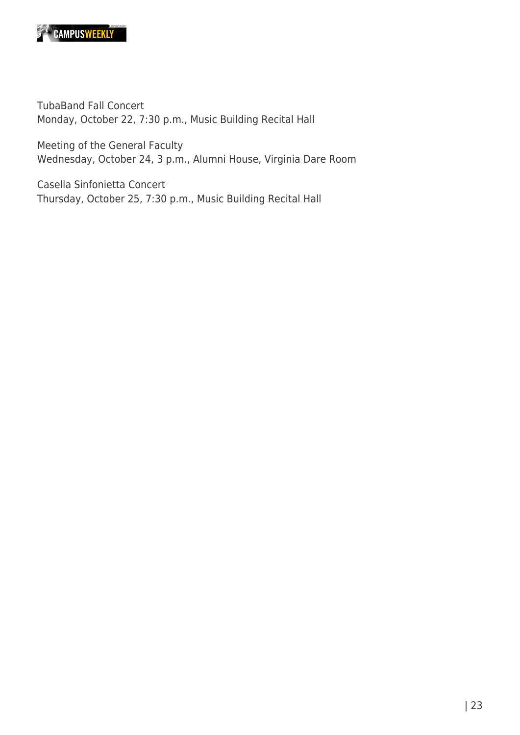TubaBand Fall Concert
Monday, October 22, 7:30 p.m., Music Building Recital Hall

Meeting of the General Faculty
Wednesday, October 24, 3 p.m., Alumni House, Virginia Dare Room

Casella Sinfonietta Concert
Thursday, October 25, 7:30 p.m., Music Building Recital Hall